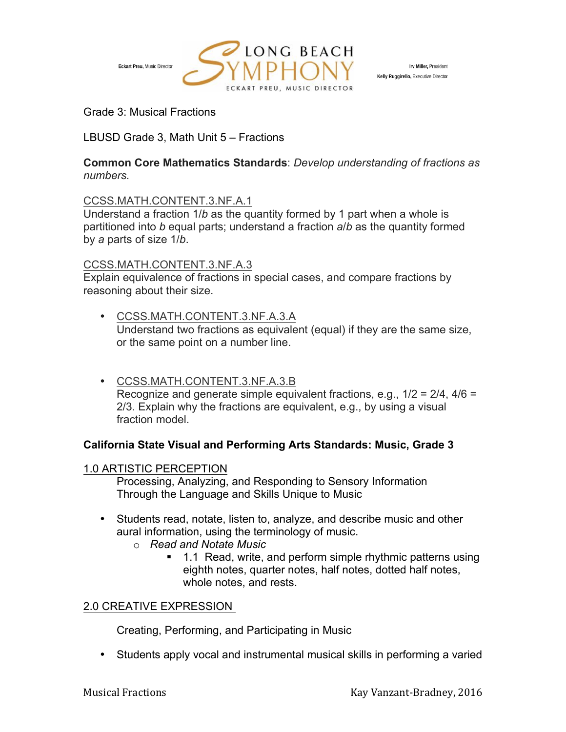Eckart Preu, Music Director

LONG BEACH SYMPHONY
ECKART PREU, MUSIC DIRECTOR

Irv Miller, President
Kelly Ruggirello, Executive Director

Grade 3: Musical Fractions

LBUSD Grade 3, Math Unit 5 – Fractions

**Common Core Mathematics Standards**: *Develop understanding of fractions as numbers.*

CCSS.MATH.CONTENT.3.NF.A.1
Understand a fraction 1/*b* as the quantity formed by 1 part when a whole is partitioned into *b* equal parts; understand a fraction *a*/*b* as the quantity formed by *a* parts of size 1/*b*.

CCSS.MATH.CONTENT.3.NF.A.3
Explain equivalence of fractions in special cases, and compare fractions by reasoning about their size.

- CCSS.MATH.CONTENT.3.NF.A.3.A
  Understand two fractions as equivalent (equal) if they are the same size, or the same point on a number line.

- CCSS.MATH.CONTENT.3.NF.A.3.B
  Recognize and generate simple equivalent fractions, e.g., 1/2 = 2/4, 4/6 = 2/3. Explain why the fractions are equivalent, e.g., by using a visual fraction model.

**California State Visual and Performing Arts Standards: Music, Grade 3**

1.0 ARTISTIC PERCEPTION

Processing, Analyzing, and Responding to Sensory Information Through the Language and Skills Unique to Music

- Students read, notate, listen to, analyze, and describe music and other aural information, using the terminology of music.
  - *Read and Notate Music*
    - 1.1 Read, write, and perform simple rhythmic patterns using eighth notes, quarter notes, half notes, dotted half notes, whole notes, and rests.

2.0 CREATIVE EXPRESSION

Creating, Performing, and Participating in Music

- Students apply vocal and instrumental musical skills in performing a varied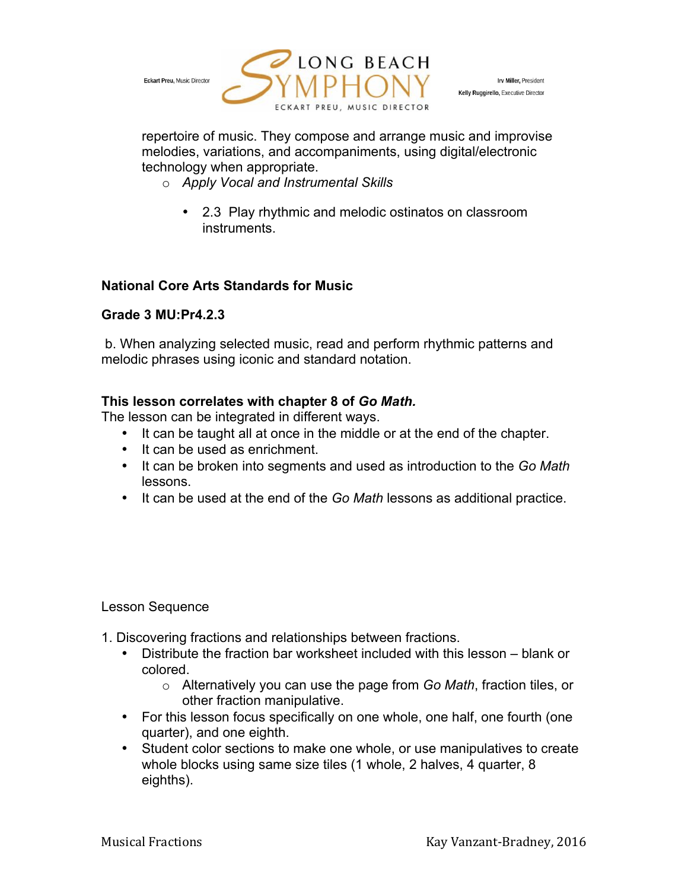repertoire of music. They compose and arrange music and improvise melodies, variations, and accompaniments, using digital/electronic technology when appropriate.

- *Apply Vocal and Instrumental Skills*
    - 2.3 Play rhythmic and melodic ostinatos on classroom instruments.

**National Core Arts Standards for Music**

**Grade 3 MU:Pr4.2.3**

b. When analyzing selected music, read and perform rhythmic patterns and melodic phrases using iconic and standard notation.

**This lesson correlates with chapter 8 of *Go Math.***

The lesson can be integrated in different ways.

- It can be taught all at once in the middle or at the end of the chapter.
- It can be used as enrichment.
- It can be broken into segments and used as introduction to the *Go Math* lessons.
- It can be used at the end of the *Go Math* lessons as additional practice.

Lesson Sequence

1. Discovering fractions and relationships between fractions.
    - Distribute the fraction bar worksheet included with this lesson – blank or colored.
        - Alternatively you can use the page from *Go Math*, fraction tiles, or other fraction manipulative.
    - For this lesson focus specifically on one whole, one half, one fourth (one quarter), and one eighth.
    - Student color sections to make one whole, or use manipulatives to create whole blocks using same size tiles (1 whole, 2 halves, 4 quarter, 8 eighths).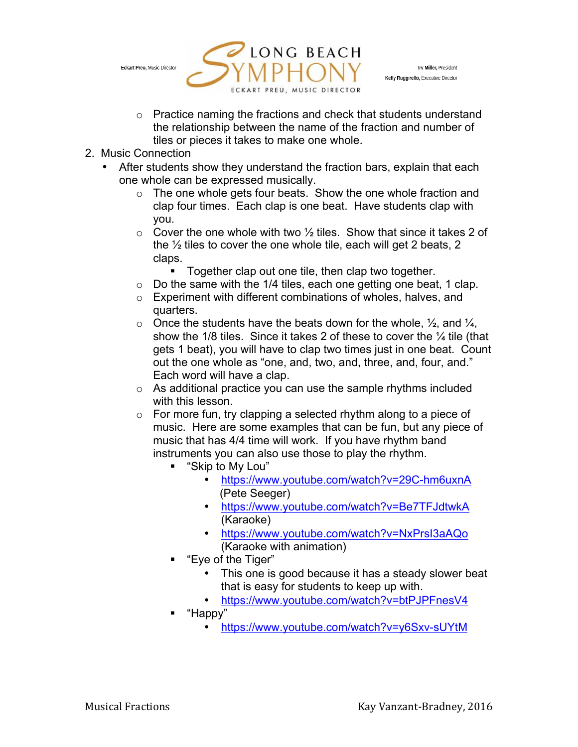- Practice naming the fractions and check that students understand the relationship between the name of the fraction and number of tiles or pieces it takes to make one whole.

2. Music Connection
   - After students show they understand the fraction bars, explain that each one whole can be expressed musically.
     - The one whole gets four beats. Show the one whole fraction and clap four times. Each clap is one beat. Have students clap with you.
     - Cover the one whole with two ½ tiles. Show that since it takes 2 of the ½ tiles to cover the one whole tile, each will get 2 beats, 2 claps.
       - Together clap out one tile, then clap two together.
     - Do the same with the 1/4 tiles, each one getting one beat, 1 clap.
     - Experiment with different combinations of wholes, halves, and quarters.
     - Once the students have the beats down for the whole, ½, and ¼, show the 1/8 tiles. Since it takes 2 of these to cover the ¼ tile (that gets 1 beat), you will have to clap two times just in one beat. Count out the one whole as "one, and, two, and, three, and, four, and." Each word will have a clap.
     - As additional practice you can use the sample rhythms included with this lesson.
     - For more fun, try clapping a selected rhythm along to a piece of music. Here are some examples that can be fun, but any piece of music that has 4/4 time will work. If you have rhythm band instruments you can also use those to play the rhythm.
       - "Skip to My Lou"
         - https://www.youtube.com/watch?v=29C-hm6uxnA (Pete Seeger)
         - https://www.youtube.com/watch?v=Be7TFJdtwkA (Karaoke)
         - https://www.youtube.com/watch?v=NxPrsI3aAQo (Karaoke with animation)
       - "Eye of the Tiger"
         - This one is good because it has a steady slower beat that is easy for students to keep up with.
         - https://www.youtube.com/watch?v=btPJPFnesV4
       - "Happy"
         - https://www.youtube.com/watch?v=y6Sxv-sUYtM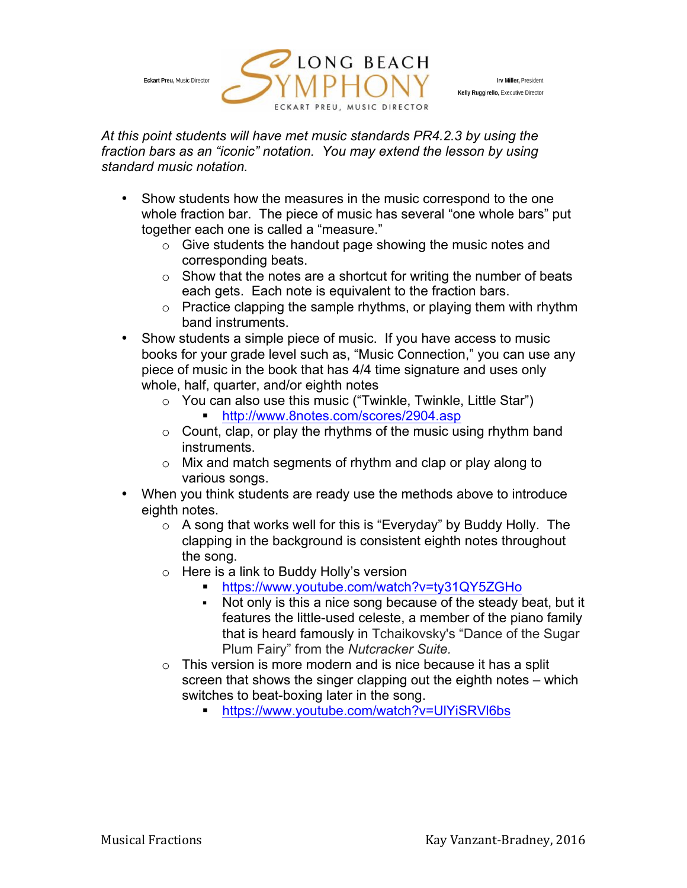*At this point students will have met music standards PR4.2.3 by using the fraction bars as an "iconic" notation. You may extend the lesson by using standard music notation.*

- Show students how the measures in the music correspond to the one whole fraction bar. The piece of music has several "one whole bars" put together each one is called a "measure."
  - Give students the handout page showing the music notes and corresponding beats.
  - Show that the notes are a shortcut for writing the number of beats each gets. Each note is equivalent to the fraction bars.
  - Practice clapping the sample rhythms, or playing them with rhythm band instruments.
- Show students a simple piece of music. If you have access to music books for your grade level such as, "Music Connection," you can use any piece of music in the book that has 4/4 time signature and uses only whole, half, quarter, and/or eighth notes
  - You can also use this music ("Twinkle, Twinkle, Little Star")
    - http://www.8notes.com/scores/2904.asp
  - Count, clap, or play the rhythms of the music using rhythm band instruments.
  - Mix and match segments of rhythm and clap or play along to various songs.
- When you think students are ready use the methods above to introduce eighth notes.
  - A song that works well for this is "Everyday" by Buddy Holly. The clapping in the background is consistent eighth notes throughout the song.
  - Here is a link to Buddy Holly's version
    - https://www.youtube.com/watch?v=ty31QY5ZGHo
    - Not only is this a nice song because of the steady beat, but it features the little-used celeste, a member of the piano family that is heard famously in Tchaikovsky's "Dance of the Sugar Plum Fairy" from the *Nutcracker Suite.*
  - This version is more modern and is nice because it has a split screen that shows the singer clapping out the eighth notes – which switches to beat-boxing later in the song.
    - https://www.youtube.com/watch?v=UlYiSRVl6bs